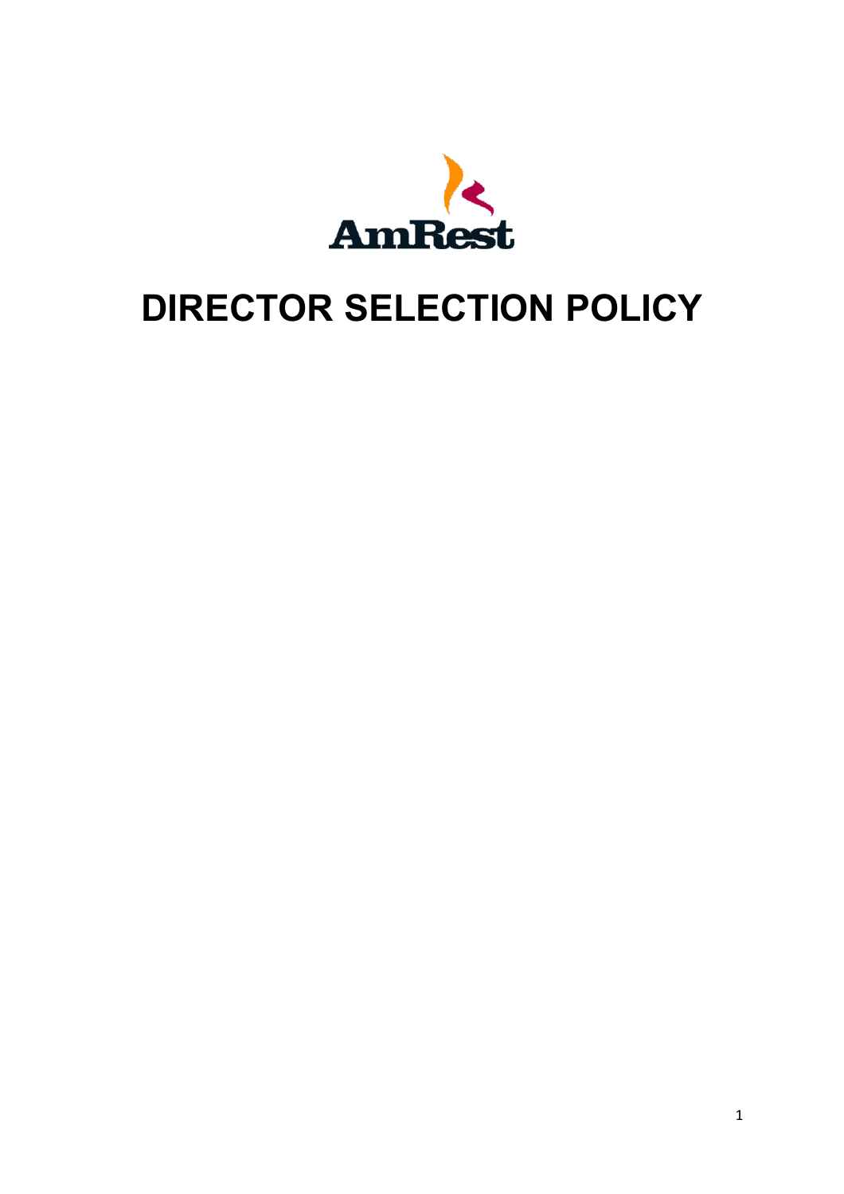AmRest

# DIRECTOR SELECTION POLICY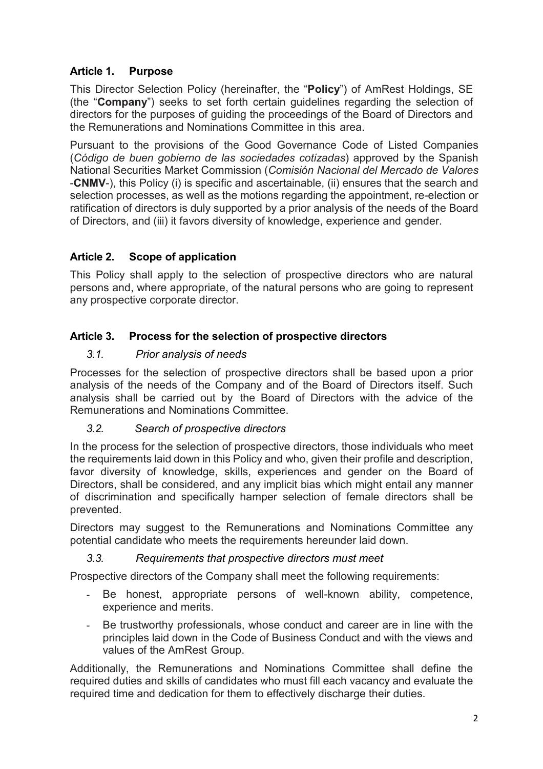## Article 1. Purpose

This Director Selection Policy (hereinafter, the "**Policy**") of AmRest Holdings, SE (the "**Company**") seeks to set forth certain guidelines regarding the selection of directors for the purposes of guiding the proceedings of the Board of Directors and the Remunerations and Nominations Committee in this area.

Pursuant to the provisions of the Good Governance Code of Listed Companies (*Código de buen gobierno de las sociedades cotizadas*) approved by the Spanish National Securities Market Commission (*Comisión Nacional del Mercado de Valores* -**CNMV**-), this Policy (i) is specific and ascertainable, (ii) ensures that the search and selection processes, as well as the motions regarding the appointment, re-election or ratification of directors is duly supported by a prior analysis of the needs of the Board of Directors, and (iii) it favors diversity of knowledge, experience and gender.

## Article 2. Scope of application

This Policy shall apply to the selection of prospective directors who are natural persons and, where appropriate, of the natural persons who are going to represent any prospective corporate director.

## Article 3. Process for the selection of prospective directors

### *3.1. Prior analysis of needs*

Processes for the selection of prospective directors shall be based upon a prior analysis of the needs of the Company and of the Board of Directors itself. Such analysis shall be carried out by the Board of Directors with the advice of the Remunerations and Nominations Committee.

### *3.2. Search of prospective directors*

In the process for the selection of prospective directors, those individuals who meet the requirements laid down in this Policy and who, given their profile and description, favor diversity of knowledge, skills, experiences and gender on the Board of Directors, shall be considered, and any implicit bias which might entail any manner of discrimination and specifically hamper selection of female directors shall be prevented.

Directors may suggest to the Remunerations and Nominations Committee any potential candidate who meets the requirements hereunder laid down.

### *3.3. Requirements that prospective directors must meet*

Prospective directors of the Company shall meet the following requirements:

- Be honest, appropriate persons of well-known ability, competence, experience and merits.
- Be trustworthy professionals, whose conduct and career are in line with the principles laid down in the Code of Business Conduct and with the views and values of the AmRest Group.

Additionally, the Remunerations and Nominations Committee shall define the required duties and skills of candidates who must fill each vacancy and evaluate the required time and dedication for them to effectively discharge their duties.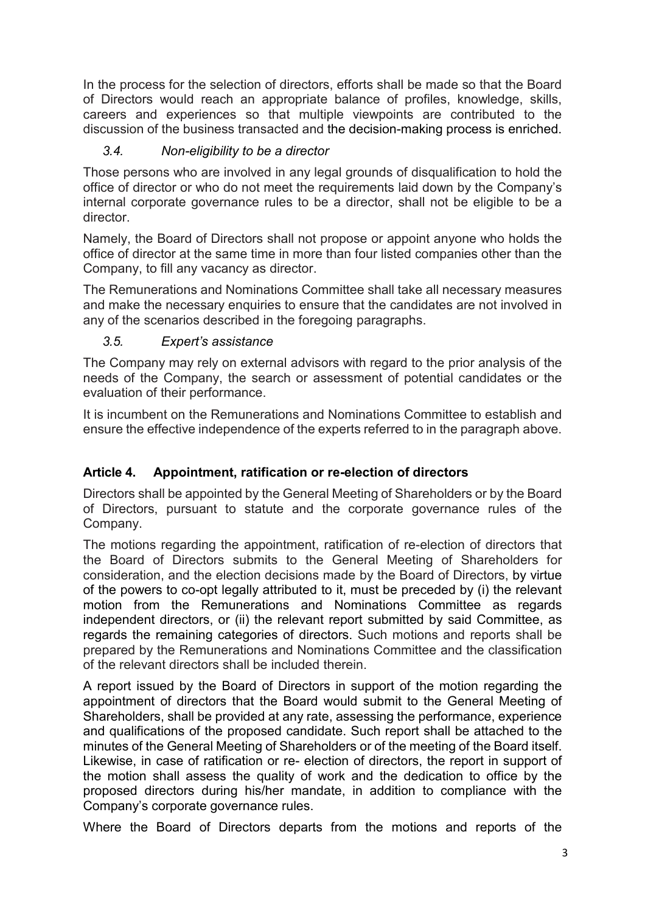In the process for the selection of directors, efforts shall be made so that the Board of Directors would reach an appropriate balance of profiles, knowledge, skills, careers and experiences so that multiple viewpoints are contributed to the discussion of the business transacted and the decision-making process is enriched.

### *3.4. Non-eligibility to be a director*

Those persons who are involved in any legal grounds of disqualification to hold the office of director or who do not meet the requirements laid down by the Company's internal corporate governance rules to be a director, shall not be eligible to be a director.

Namely, the Board of Directors shall not propose or appoint anyone who holds the office of director at the same time in more than four listed companies other than the Company, to fill any vacancy as director.

The Remunerations and Nominations Committee shall take all necessary measures and make the necessary enquiries to ensure that the candidates are not involved in any of the scenarios described in the foregoing paragraphs.

### *3.5. Expert's assistance*

The Company may rely on external advisors with regard to the prior analysis of the needs of the Company, the search or assessment of potential candidates or the evaluation of their performance.

It is incumbent on the Remunerations and Nominations Committee to establish and ensure the effective independence of the experts referred to in the paragraph above.

## Article 4. Appointment, ratification or re-election of directors

Directors shall be appointed by the General Meeting of Shareholders or by the Board of Directors, pursuant to statute and the corporate governance rules of the Company.

The motions regarding the appointment, ratification of re-election of directors that the Board of Directors submits to the General Meeting of Shareholders for consideration, and the election decisions made by the Board of Directors, by virtue of the powers to co-opt legally attributed to it, must be preceded by (i) the relevant motion from the Remunerations and Nominations Committee as regards independent directors, or (ii) the relevant report submitted by said Committee, as regards the remaining categories of directors. Such motions and reports shall be prepared by the Remunerations and Nominations Committee and the classification of the relevant directors shall be included therein.

A report issued by the Board of Directors in support of the motion regarding the appointment of directors that the Board would submit to the General Meeting of Shareholders, shall be provided at any rate, assessing the performance, experience and qualifications of the proposed candidate. Such report shall be attached to the minutes of the General Meeting of Shareholders or of the meeting of the Board itself. Likewise, in case of ratification or re- election of directors, the report in support of the motion shall assess the quality of work and the dedication to office by the proposed directors during his/her mandate, in addition to compliance with the Company's corporate governance rules.

Where the Board of Directors departs from the motions and reports of the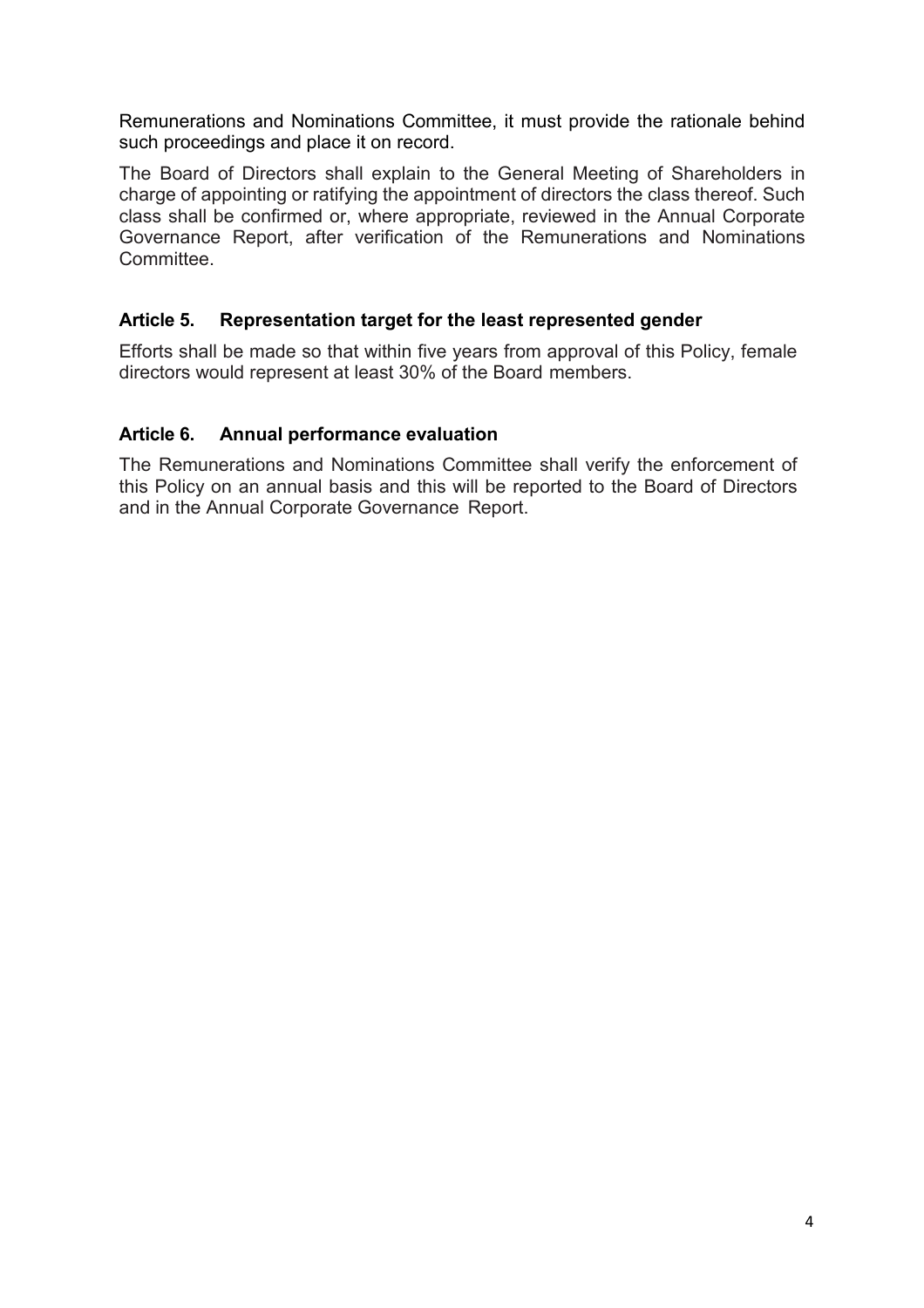Remunerations and Nominations Committee, it must provide the rationale behind such proceedings and place it on record.

The Board of Directors shall explain to the General Meeting of Shareholders in charge of appointing or ratifying the appointment of directors the class thereof. Such class shall be confirmed or, where appropriate, reviewed in the Annual Corporate Governance Report, after verification of the Remunerations and Nominations Committee.

### Article 5. Representation target for the least represented gender

Efforts shall be made so that within five years from approval of this Policy, female directors would represent at least 30% of the Board members.

### Article 6. Annual performance evaluation

The Remunerations and Nominations Committee shall verify the enforcement of this Policy on an annual basis and this will be reported to the Board of Directors and in the Annual Corporate Governance Report.